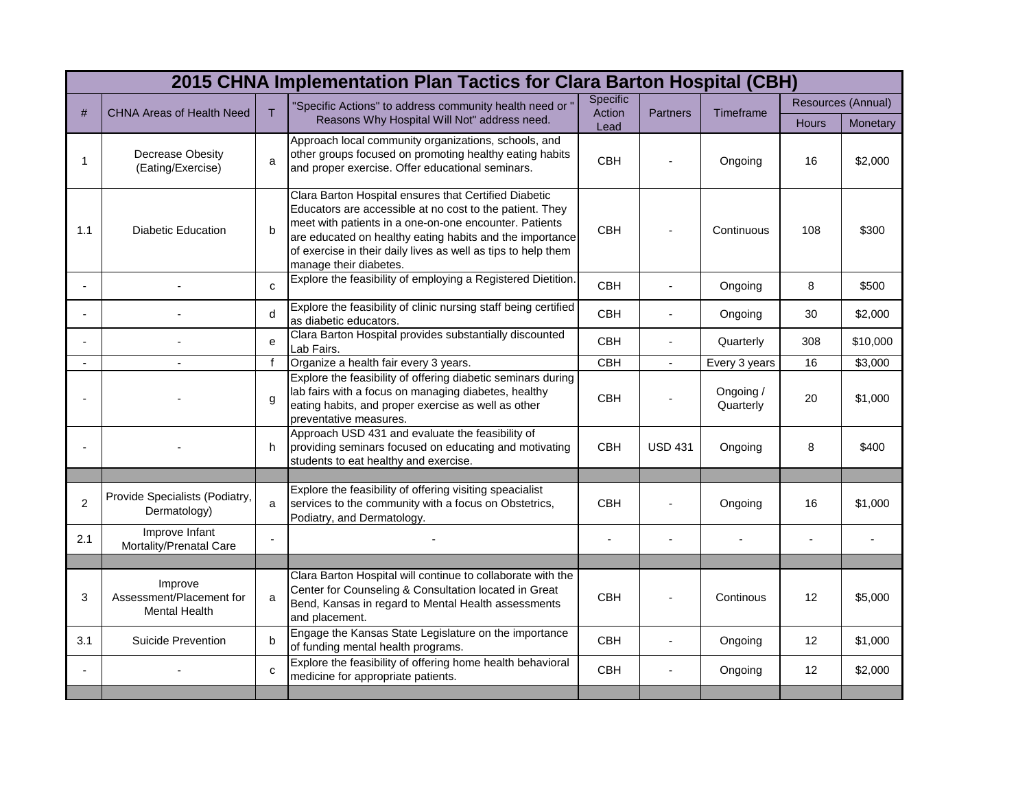## 2015 CHNA Implementation Plan Tactics for Clara Barton Hospital (CBH)

| # | CHNA Areas of Health Need | T | "Specific Actions" to address community health need or " Reasons Why Hospital Will Not" address need. | Specific Action Lead | Partners | Timeframe | Resources (Annual) | |
|---|---|---|---|---|---|---|---|---|
| | | | | | | | Hours | Monetary |
| 1 | Decrease Obesity (Eating/Exercise) | a | Approach local community organizations, schools, and other groups focused on promoting healthy eating habits and proper exercise. Offer educational seminars. | CBH | - | Ongoing | 16 | $2,000 |
| 1.1 | Diabetic Education | b | Clara Barton Hospital ensures that Certified Diabetic Educators are accessible at no cost to the patient. They meet with patients in a one-on-one encounter. Patients are educated on healthy eating habits and the importance of exercise in their daily lives as well as tips to help them manage their diabetes. | CBH | - | Continuous | 108 | $300 |
| - | - | c | Explore the feasibility of employing a Registered Dietition. | CBH | - | Ongoing | 8 | $500 |
| - | - | d | Explore the feasibility of clinic nursing staff being certified as diabetic educators. | CBH | - | Ongoing | 30 | $2,000 |
| - | - | e | Clara Barton Hospital provides substantially discounted Lab Fairs. | CBH | - | Quarterly | 308 | $10,000 |
| - | - | f | Organize a health fair every 3 years. | CBH | - | Every 3 years | 16 | $3,000 |
| - | - | g | Explore the feasibility of offering diabetic seminars during lab fairs with a focus on managing diabetes, healthy eating habits, and proper exercise as well as other preventative measures. | CBH | - | Ongoing / Quarterly | 20 | $1,000 |
| - | - | h | Approach USD 431 and evaluate the feasibility of providing seminars focused on educating and motivating students to eat healthy and exercise. | CBH | USD 431 | Ongoing | 8 | $400 |
| | | | | | | | | |
| 2 | Provide Specialists (Podiatry, Dermatology) | a | Explore the feasibility of offering visiting speacialist services to the community with a focus on Obstetrics, Podiatry, and Dermatology. | CBH | - | Ongoing | 16 | $1,000 |
| 2.1 | Improve Infant Mortality/Prenatal Care | - | - | - | - | - | - | - |
| | | | | | | | | |
| 3 | Improve Assessment/Placement for Mental Health | a | Clara Barton Hospital will continue to collaborate with the Center for Counseling & Consultation located in Great Bend, Kansas in regard to Mental Health assessments and placement. | CBH | - | Continous | 12 | $5,000 |
| 3.1 | Suicide Prevention | b | Engage the Kansas State Legislature on the importance of funding mental health programs. | CBH | - | Ongoing | 12 | $1,000 |
| - | - | c | Explore the feasibility of offering home health behavioral medicine for appropriate patients. | CBH | - | Ongoing | 12 | $2,000 |
| | | | | | | | | |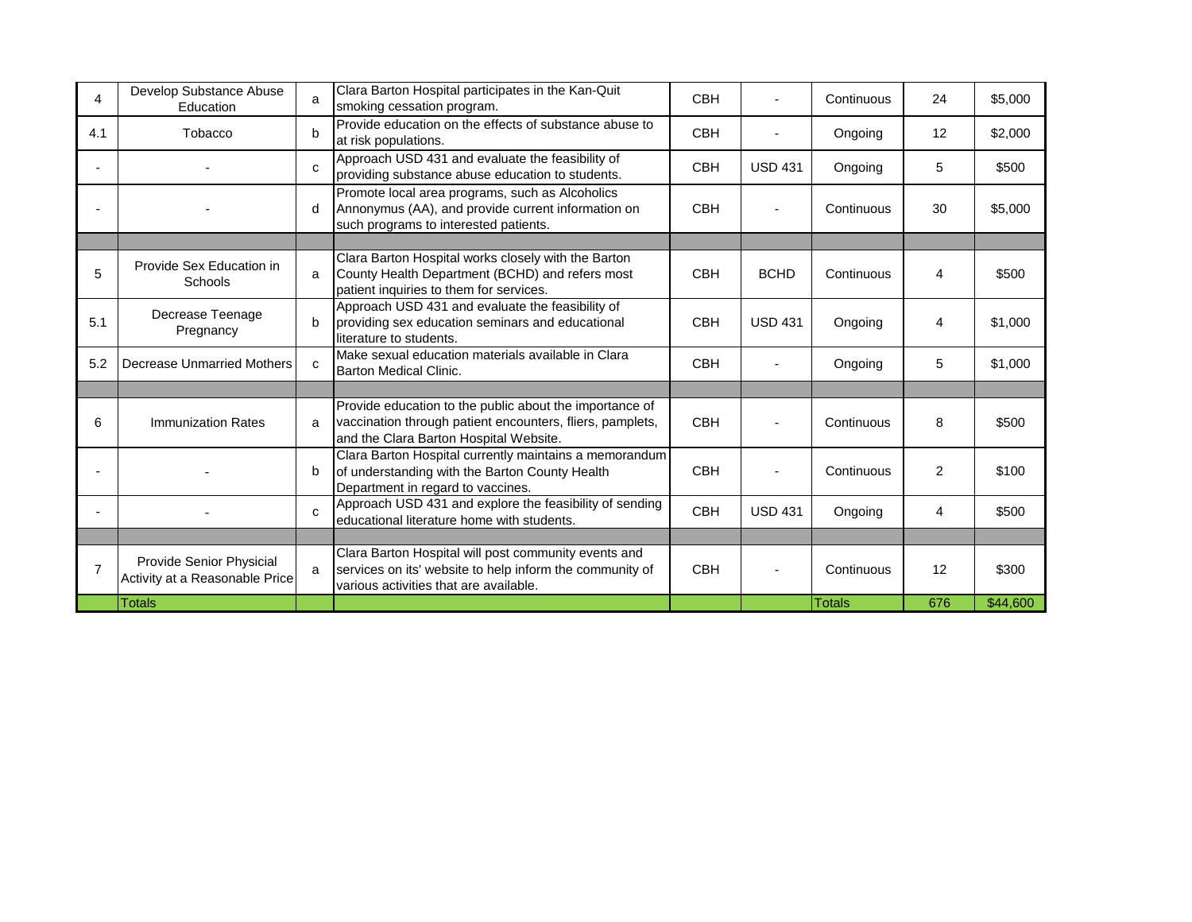| | | | | | | | | |
|---|---|---|---|---|---|---|---|---|
| 4 | Develop Substance Abuse Education | a | Clara Barton Hospital participates in the Kan-Quit smoking cessation program. | CBH | - | Continuous | 24 | $5,000 |
| 4.1 | Tobacco | b | Provide education on the effects of substance abuse to at risk populations. | CBH | - | Ongoing | 12 | $2,000 |
| - | - | c | Approach USD 431 and evaluate the feasibility of providing substance abuse education to students. | CBH | USD 431 | Ongoing | 5 | $500 |
| - | - | d | Promote local area programs, such as Alcoholics Annonymus (AA), and provide current information on such programs to interested patients. | CBH | - | Continuous | 30 | $5,000 |
| | | | | | | | | |
| 5 | Provide Sex Education in Schools | a | Clara Barton Hospital works closely with the Barton County Health Department (BCHD) and refers most patient inquiries to them for services. | CBH | BCHD | Continuous | 4 | $500 |
| 5.1 | Decrease Teenage Pregnancy | b | Approach USD 431 and evaluate the feasibility of providing sex education seminars and educational literature to students. | CBH | USD 431 | Ongoing | 4 | $1,000 |
| 5.2 | Decrease Unmarried Mothers | c | Make sexual education materials available in Clara Barton Medical Clinic. | CBH | - | Ongoing | 5 | $1,000 |
| | | | | | | | | |
| 6 | Immunization Rates | a | Provide education to the public about the importance of vaccination through patient encounters, fliers, pamplets, and the Clara Barton Hospital Website. | CBH | - | Continuous | 8 | $500 |
| - | - | b | Clara Barton Hospital currently maintains a memorandum of understanding with the Barton County Health Department in regard to vaccines. | CBH | - | Continuous | 2 | $100 |
| - | - | c | Approach USD 431 and explore the feasibility of sending educational literature home with students. | CBH | USD 431 | Ongoing | 4 | $500 |
| | | | | | | | | |
| 7 | Provide Senior Physicial Activity at a Reasonable Price | a | Clara Barton Hospital will post community events and services on its' website to help inform the community of various activities that are available. | CBH | - | Continuous | 12 | $300 |
| | Totals | | | | | Totals | 676 | $44,600 |